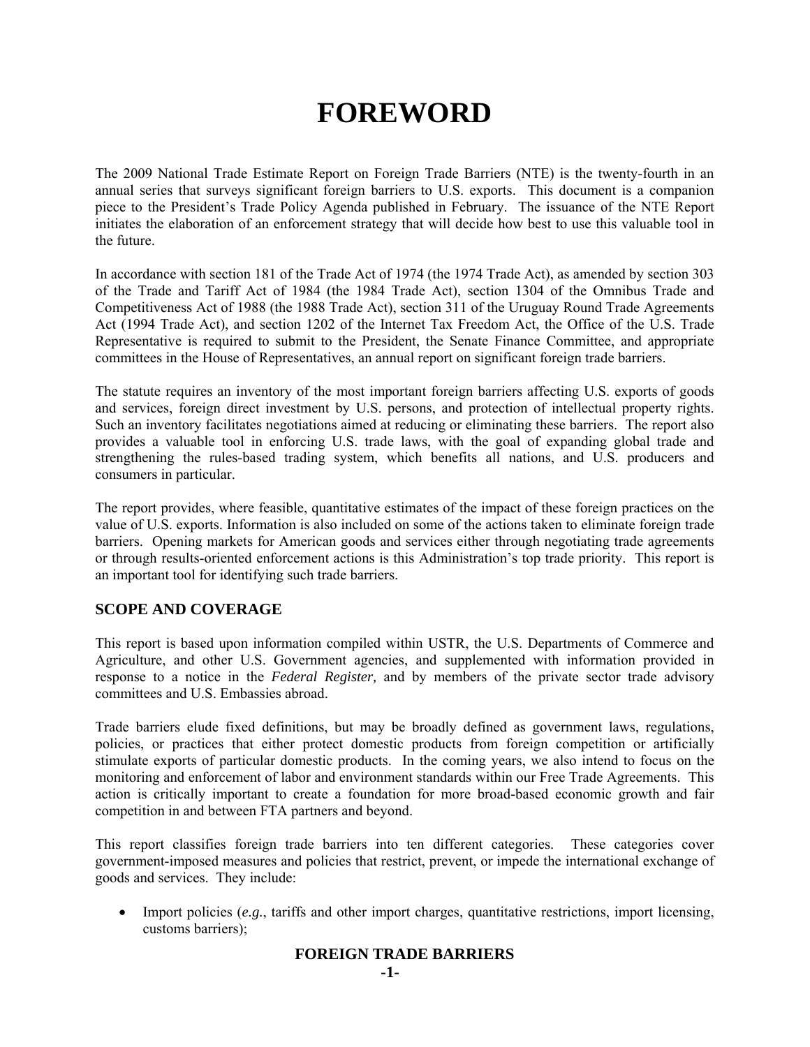# FOREWORD

The 2009 National Trade Estimate Report on Foreign Trade Barriers (NTE) is the twenty-fourth in an annual series that surveys significant foreign barriers to U.S. exports. This document is a companion piece to the President's Trade Policy Agenda published in February. The issuance of the NTE Report initiates the elaboration of an enforcement strategy that will decide how best to use this valuable tool in the future.

In accordance with section 181 of the Trade Act of 1974 (the 1974 Trade Act), as amended by section 303 of the Trade and Tariff Act of 1984 (the 1984 Trade Act), section 1304 of the Omnibus Trade and Competitiveness Act of 1988 (the 1988 Trade Act), section 311 of the Uruguay Round Trade Agreements Act (1994 Trade Act), and section 1202 of the Internet Tax Freedom Act, the Office of the U.S. Trade Representative is required to submit to the President, the Senate Finance Committee, and appropriate committees in the House of Representatives, an annual report on significant foreign trade barriers.

The statute requires an inventory of the most important foreign barriers affecting U.S. exports of goods and services, foreign direct investment by U.S. persons, and protection of intellectual property rights. Such an inventory facilitates negotiations aimed at reducing or eliminating these barriers. The report also provides a valuable tool in enforcing U.S. trade laws, with the goal of expanding global trade and strengthening the rules-based trading system, which benefits all nations, and U.S. producers and consumers in particular.

The report provides, where feasible, quantitative estimates of the impact of these foreign practices on the value of U.S. exports. Information is also included on some of the actions taken to eliminate foreign trade barriers. Opening markets for American goods and services either through negotiating trade agreements or through results-oriented enforcement actions is this Administration's top trade priority. This report is an important tool for identifying such trade barriers.

## SCOPE AND COVERAGE

This report is based upon information compiled within USTR, the U.S. Departments of Commerce and Agriculture, and other U.S. Government agencies, and supplemented with information provided in response to a notice in the *Federal Register,* and by members of the private sector trade advisory committees and U.S. Embassies abroad.

Trade barriers elude fixed definitions, but may be broadly defined as government laws, regulations, policies, or practices that either protect domestic products from foreign competition or artificially stimulate exports of particular domestic products. In the coming years, we also intend to focus on the monitoring and enforcement of labor and environment standards within our Free Trade Agreements. This action is critically important to create a foundation for more broad-based economic growth and fair competition in and between FTA partners and beyond.

This report classifies foreign trade barriers into ten different categories. These categories cover government-imposed measures and policies that restrict, prevent, or impede the international exchange of goods and services. They include:

- Import policies (*e.g.*, tariffs and other import charges, quantitative restrictions, import licensing, customs barriers);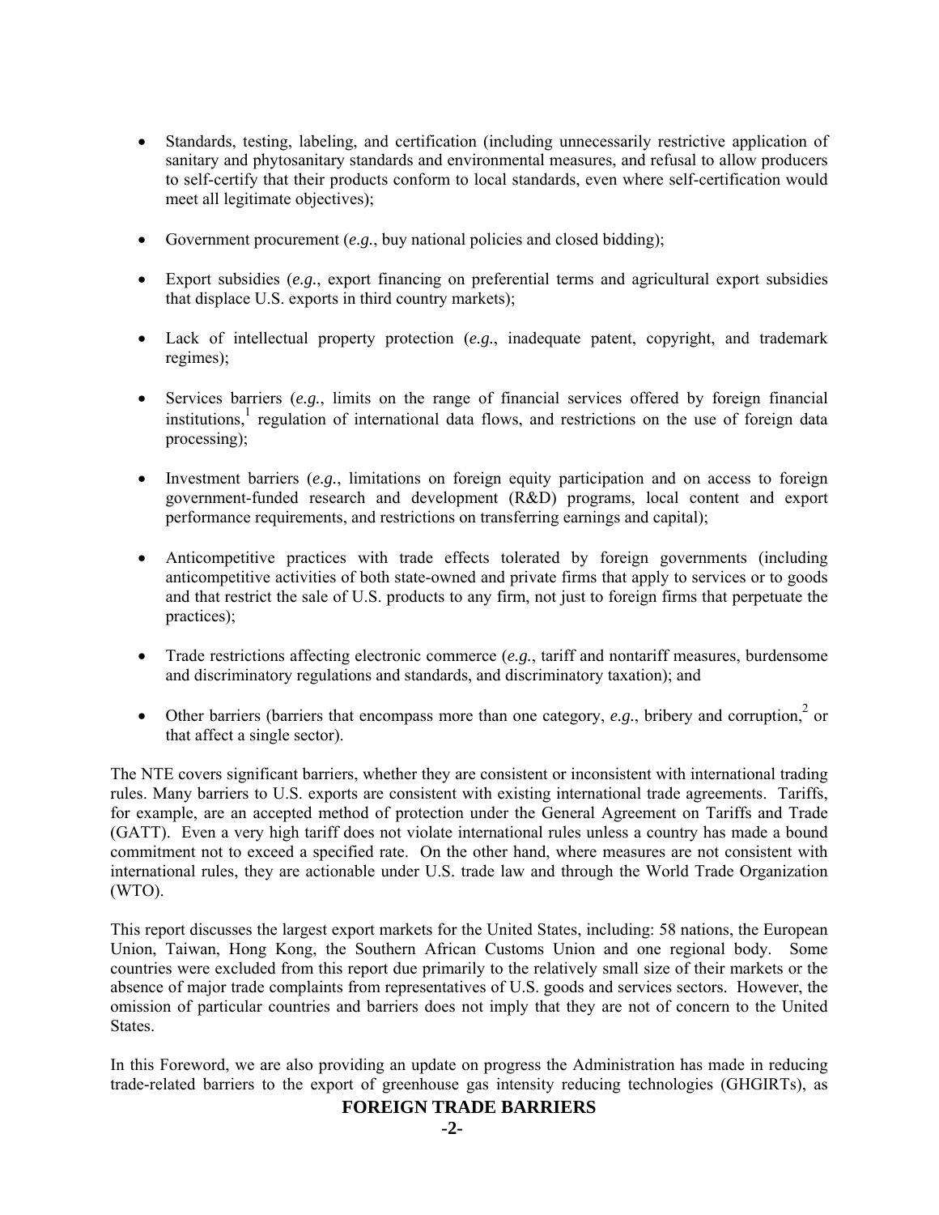- Standards, testing, labeling, and certification (including unnecessarily restrictive application of sanitary and phytosanitary standards and environmental measures, and refusal to allow producers to self-certify that their products conform to local standards, even where self-certification would meet all legitimate objectives);

- Government procurement (*e.g.*, buy national policies and closed bidding);

- Export subsidies (*e.g.*, export financing on preferential terms and agricultural export subsidies that displace U.S. exports in third country markets);

- Lack of intellectual property protection (*e.g.*, inadequate patent, copyright, and trademark regimes);

- Services barriers (*e.g.*, limits on the range of financial services offered by foreign financial institutions,[1] regulation of international data flows, and restrictions on the use of foreign data processing);

- Investment barriers (*e.g.*, limitations on foreign equity participation and on access to foreign government-funded research and development (R&D) programs, local content and export performance requirements, and restrictions on transferring earnings and capital);

- Anticompetitive practices with trade effects tolerated by foreign governments (including anticompetitive activities of both state-owned and private firms that apply to services or to goods and that restrict the sale of U.S. products to any firm, not just to foreign firms that perpetuate the practices);

- Trade restrictions affecting electronic commerce (*e.g.*, tariff and nontariff measures, burdensome and discriminatory regulations and standards, and discriminatory taxation); and

- Other barriers (barriers that encompass more than one category, *e.g.*, bribery and corruption,[2] or that affect a single sector).

The NTE covers significant barriers, whether they are consistent or inconsistent with international trading rules. Many barriers to U.S. exports are consistent with existing international trade agreements. Tariffs, for example, are an accepted method of protection under the General Agreement on Tariffs and Trade (GATT). Even a very high tariff does not violate international rules unless a country has made a bound commitment not to exceed a specified rate. On the other hand, where measures are not consistent with international rules, they are actionable under U.S. trade law and through the World Trade Organization (WTO).

This report discusses the largest export markets for the United States, including: 58 nations, the European Union, Taiwan, Hong Kong, the Southern African Customs Union and one regional body. Some countries were excluded from this report due primarily to the relatively small size of their markets or the absence of major trade complaints from representatives of U.S. goods and services sectors. However, the omission of particular countries and barriers does not imply that they are not of concern to the United States.

In this Foreword, we are also providing an update on progress the Administration has made in reducing trade-related barriers to the export of greenhouse gas intensity reducing technologies (GHGIRTs), as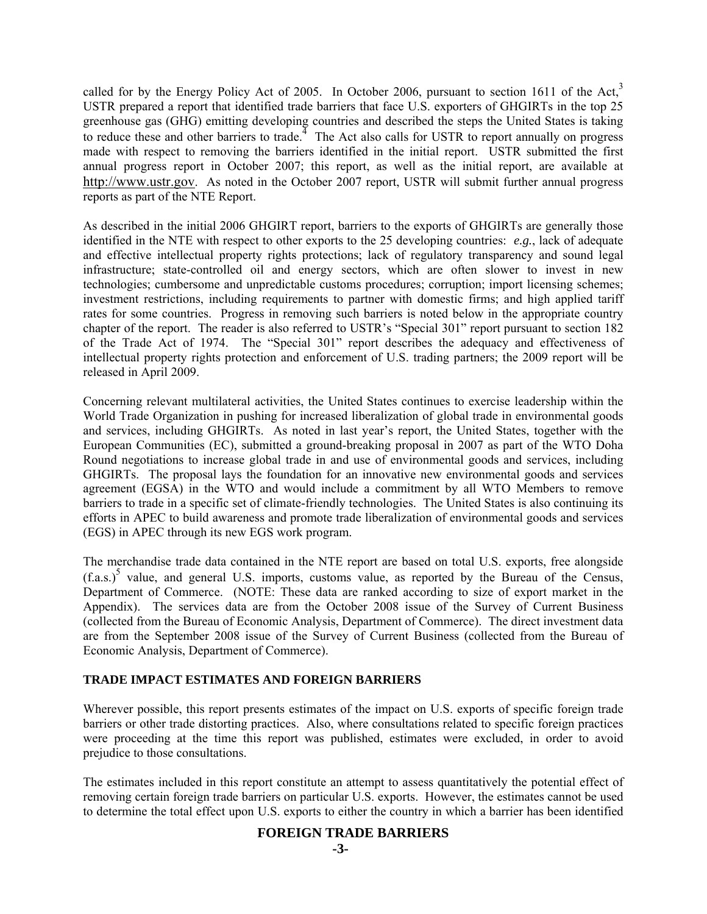called for by the Energy Policy Act of 2005. In October 2006, pursuant to section 1611 of the Act,[3] USTR prepared a report that identified trade barriers that face U.S. exporters of GHGIRTs in the top 25 greenhouse gas (GHG) emitting developing countries and described the steps the United States is taking to reduce these and other barriers to trade.[4] The Act also calls for USTR to report annually on progress made with respect to removing the barriers identified in the initial report. USTR submitted the first annual progress report in October 2007; this report, as well as the initial report, are available at http://www.ustr.gov. As noted in the October 2007 report, USTR will submit further annual progress reports as part of the NTE Report.

As described in the initial 2006 GHGIRT report, barriers to the exports of GHGIRTs are generally those identified in the NTE with respect to other exports to the 25 developing countries: *e.g.*, lack of adequate and effective intellectual property rights protections; lack of regulatory transparency and sound legal infrastructure; state-controlled oil and energy sectors, which are often slower to invest in new technologies; cumbersome and unpredictable customs procedures; corruption; import licensing schemes; investment restrictions, including requirements to partner with domestic firms; and high applied tariff rates for some countries. Progress in removing such barriers is noted below in the appropriate country chapter of the report. The reader is also referred to USTR's "Special 301" report pursuant to section 182 of the Trade Act of 1974. The "Special 301" report describes the adequacy and effectiveness of intellectual property rights protection and enforcement of U.S. trading partners; the 2009 report will be released in April 2009.

Concerning relevant multilateral activities, the United States continues to exercise leadership within the World Trade Organization in pushing for increased liberalization of global trade in environmental goods and services, including GHGIRTs. As noted in last year's report, the United States, together with the European Communities (EC), submitted a ground-breaking proposal in 2007 as part of the WTO Doha Round negotiations to increase global trade in and use of environmental goods and services, including GHGIRTs. The proposal lays the foundation for an innovative new environmental goods and services agreement (EGSA) in the WTO and would include a commitment by all WTO Members to remove barriers to trade in a specific set of climate-friendly technologies. The United States is also continuing its efforts in APEC to build awareness and promote trade liberalization of environmental goods and services (EGS) in APEC through its new EGS work program.

The merchandise trade data contained in the NTE report are based on total U.S. exports, free alongside (f.a.s.)[5] value, and general U.S. imports, customs value, as reported by the Bureau of the Census, Department of Commerce. (NOTE: These data are ranked according to size of export market in the Appendix). The services data are from the October 2008 issue of the Survey of Current Business (collected from the Bureau of Economic Analysis, Department of Commerce). The direct investment data are from the September 2008 issue of the Survey of Current Business (collected from the Bureau of Economic Analysis, Department of Commerce).

## TRADE IMPACT ESTIMATES AND FOREIGN BARRIERS

Wherever possible, this report presents estimates of the impact on U.S. exports of specific foreign trade barriers or other trade distorting practices. Also, where consultations related to specific foreign practices were proceeding at the time this report was published, estimates were excluded, in order to avoid prejudice to those consultations.

The estimates included in this report constitute an attempt to assess quantitatively the potential effect of removing certain foreign trade barriers on particular U.S. exports. However, the estimates cannot be used to determine the total effect upon U.S. exports to either the country in which a barrier has been identified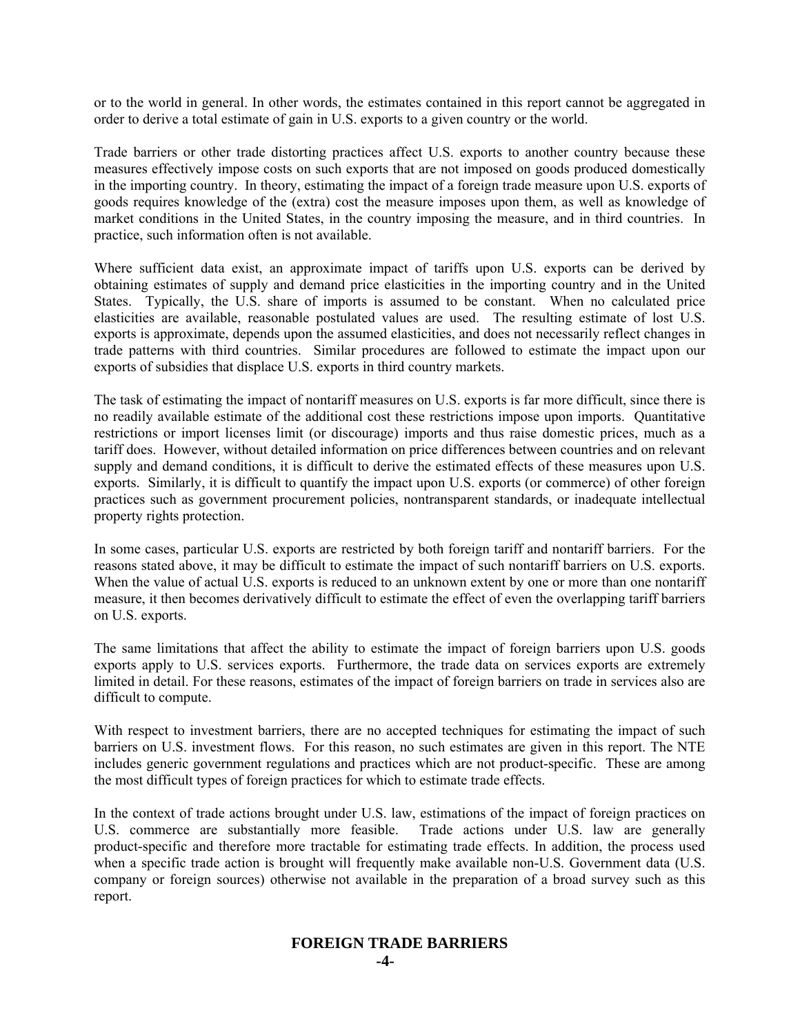or to the world in general. In other words, the estimates contained in this report cannot be aggregated in order to derive a total estimate of gain in U.S. exports to a given country or the world.

Trade barriers or other trade distorting practices affect U.S. exports to another country because these measures effectively impose costs on such exports that are not imposed on goods produced domestically in the importing country. In theory, estimating the impact of a foreign trade measure upon U.S. exports of goods requires knowledge of the (extra) cost the measure imposes upon them, as well as knowledge of market conditions in the United States, in the country imposing the measure, and in third countries. In practice, such information often is not available.

Where sufficient data exist, an approximate impact of tariffs upon U.S. exports can be derived by obtaining estimates of supply and demand price elasticities in the importing country and in the United States. Typically, the U.S. share of imports is assumed to be constant. When no calculated price elasticities are available, reasonable postulated values are used. The resulting estimate of lost U.S. exports is approximate, depends upon the assumed elasticities, and does not necessarily reflect changes in trade patterns with third countries. Similar procedures are followed to estimate the impact upon our exports of subsidies that displace U.S. exports in third country markets.

The task of estimating the impact of nontariff measures on U.S. exports is far more difficult, since there is no readily available estimate of the additional cost these restrictions impose upon imports. Quantitative restrictions or import licenses limit (or discourage) imports and thus raise domestic prices, much as a tariff does. However, without detailed information on price differences between countries and on relevant supply and demand conditions, it is difficult to derive the estimated effects of these measures upon U.S. exports. Similarly, it is difficult to quantify the impact upon U.S. exports (or commerce) of other foreign practices such as government procurement policies, nontransparent standards, or inadequate intellectual property rights protection.

In some cases, particular U.S. exports are restricted by both foreign tariff and nontariff barriers. For the reasons stated above, it may be difficult to estimate the impact of such nontariff barriers on U.S. exports. When the value of actual U.S. exports is reduced to an unknown extent by one or more than one nontariff measure, it then becomes derivatively difficult to estimate the effect of even the overlapping tariff barriers on U.S. exports.

The same limitations that affect the ability to estimate the impact of foreign barriers upon U.S. goods exports apply to U.S. services exports. Furthermore, the trade data on services exports are extremely limited in detail. For these reasons, estimates of the impact of foreign barriers on trade in services also are difficult to compute.

With respect to investment barriers, there are no accepted techniques for estimating the impact of such barriers on U.S. investment flows. For this reason, no such estimates are given in this report. The NTE includes generic government regulations and practices which are not product-specific. These are among the most difficult types of foreign practices for which to estimate trade effects.

In the context of trade actions brought under U.S. law, estimations of the impact of foreign practices on U.S. commerce are substantially more feasible. Trade actions under U.S. law are generally product-specific and therefore more tractable for estimating trade effects. In addition, the process used when a specific trade action is brought will frequently make available non-U.S. Government data (U.S. company or foreign sources) otherwise not available in the preparation of a broad survey such as this report.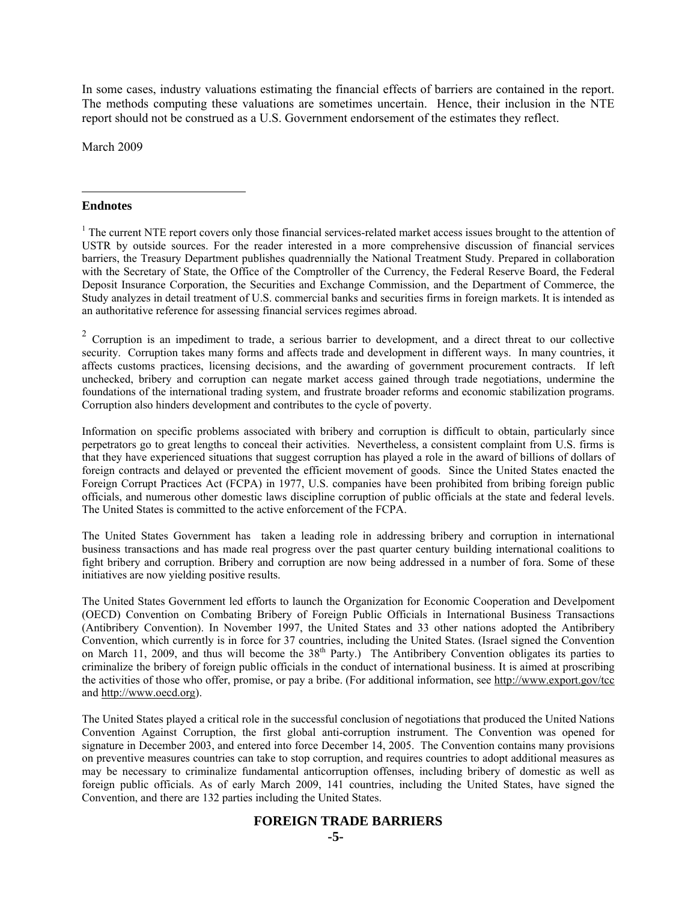In some cases, industry valuations estimating the financial effects of barriers are contained in the report. The methods computing these valuations are sometimes uncertain. Hence, their inclusion in the NTE report should not be construed as a U.S. Government endorsement of the estimates they reflect.

March 2009

---

**Endnotes**

[1] The current NTE report covers only those financial services-related market access issues brought to the attention of USTR by outside sources. For the reader interested in a more comprehensive discussion of financial services barriers, the Treasury Department publishes quadrennially the National Treatment Study. Prepared in collaboration with the Secretary of State, the Office of the Comptroller of the Currency, the Federal Reserve Board, the Federal Deposit Insurance Corporation, the Securities and Exchange Commission, and the Department of Commerce, the Study analyzes in detail treatment of U.S. commercial banks and securities firms in foreign markets. It is intended as an authoritative reference for assessing financial services regimes abroad.

[2] Corruption is an impediment to trade, a serious barrier to development, and a direct threat to our collective security. Corruption takes many forms and affects trade and development in different ways. In many countries, it affects customs practices, licensing decisions, and the awarding of government procurement contracts. If left unchecked, bribery and corruption can negate market access gained through trade negotiations, undermine the foundations of the international trading system, and frustrate broader reforms and economic stabilization programs. Corruption also hinders development and contributes to the cycle of poverty.

Information on specific problems associated with bribery and corruption is difficult to obtain, particularly since perpetrators go to great lengths to conceal their activities. Nevertheless, a consistent complaint from U.S. firms is that they have experienced situations that suggest corruption has played a role in the award of billions of dollars of foreign contracts and delayed or prevented the efficient movement of goods. Since the United States enacted the Foreign Corrupt Practices Act (FCPA) in 1977, U.S. companies have been prohibited from bribing foreign public officials, and numerous other domestic laws discipline corruption of public officials at the state and federal levels. The United States is committed to the active enforcement of the FCPA.

The United States Government has taken a leading role in addressing bribery and corruption in international business transactions and has made real progress over the past quarter century building international coalitions to fight bribery and corruption. Bribery and corruption are now being addressed in a number of fora. Some of these initiatives are now yielding positive results.

The United States Government led efforts to launch the Organization for Economic Cooperation and Develpoment (OECD) Convention on Combating Bribery of Foreign Public Officials in International Business Transactions (Antibribery Convention). In November 1997, the United States and 33 other nations adopted the Antibribery Convention, which currently is in force for 37 countries, including the United States. (Israel signed the Convention on March 11, 2009, and thus will become the 38th Party.) The Antibribery Convention obligates its parties to criminalize the bribery of foreign public officials in the conduct of international business. It is aimed at proscribing the activities of those who offer, promise, or pay a bribe. (For additional information, see http://www.export.gov/tcc and http://www.oecd.org).

The United States played a critical role in the successful conclusion of negotiations that produced the United Nations Convention Against Corruption, the first global anti-corruption instrument. The Convention was opened for signature in December 2003, and entered into force December 14, 2005. The Convention contains many provisions on preventive measures countries can take to stop corruption, and requires countries to adopt additional measures as may be necessary to criminalize fundamental anticorruption offenses, including bribery of domestic as well as foreign public officials. As of early March 2009, 141 countries, including the United States, have signed the Convention, and there are 132 parties including the United States.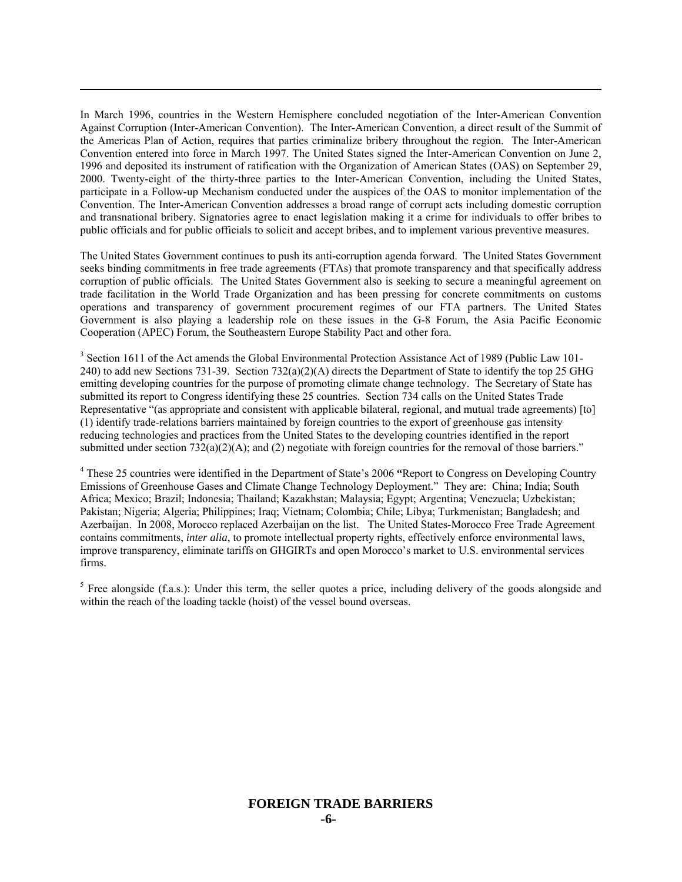In March 1996, countries in the Western Hemisphere concluded negotiation of the Inter-American Convention Against Corruption (Inter-American Convention). The Inter-American Convention, a direct result of the Summit of the Americas Plan of Action, requires that parties criminalize bribery throughout the region. The Inter-American Convention entered into force in March 1997. The United States signed the Inter-American Convention on June 2, 1996 and deposited its instrument of ratification with the Organization of American States (OAS) on September 29, 2000. Twenty-eight of the thirty-three parties to the Inter-American Convention, including the United States, participate in a Follow-up Mechanism conducted under the auspices of the OAS to monitor implementation of the Convention. The Inter-American Convention addresses a broad range of corrupt acts including domestic corruption and transnational bribery. Signatories agree to enact legislation making it a crime for individuals to offer bribes to public officials and for public officials to solicit and accept bribes, and to implement various preventive measures.

The United States Government continues to push its anti-corruption agenda forward. The United States Government seeks binding commitments in free trade agreements (FTAs) that promote transparency and that specifically address corruption of public officials. The United States Government also is seeking to secure a meaningful agreement on trade facilitation in the World Trade Organization and has been pressing for concrete commitments on customs operations and transparency of government procurement regimes of our FTA partners. The United States Government is also playing a leadership role on these issues in the G-8 Forum, the Asia Pacific Economic Cooperation (APEC) Forum, the Southeastern Europe Stability Pact and other fora.

[3] Section 1611 of the Act amends the Global Environmental Protection Assistance Act of 1989 (Public Law 101-240) to add new Sections 731-39. Section 732(a)(2)(A) directs the Department of State to identify the top 25 GHG emitting developing countries for the purpose of promoting climate change technology. The Secretary of State has submitted its report to Congress identifying these 25 countries. Section 734 calls on the United States Trade Representative "(as appropriate and consistent with applicable bilateral, regional, and mutual trade agreements) [to] (1) identify trade-relations barriers maintained by foreign countries to the export of greenhouse gas intensity reducing technologies and practices from the United States to the developing countries identified in the report submitted under section 732(a)(2)(A); and (2) negotiate with foreign countries for the removal of those barriers."

[4] These 25 countries were identified in the Department of State's 2006 **"**Report to Congress on Developing Country Emissions of Greenhouse Gases and Climate Change Technology Deployment." They are: China; India; South Africa; Mexico; Brazil; Indonesia; Thailand; Kazakhstan; Malaysia; Egypt; Argentina; Venezuela; Uzbekistan; Pakistan; Nigeria; Algeria; Philippines; Iraq; Vietnam; Colombia; Chile; Libya; Turkmenistan; Bangladesh; and Azerbaijan. In 2008, Morocco replaced Azerbaijan on the list. The United States-Morocco Free Trade Agreement contains commitments, *inter alia*, to promote intellectual property rights, effectively enforce environmental laws, improve transparency, eliminate tariffs on GHGIRTs and open Morocco's market to U.S. environmental services firms.

[5] Free alongside (f.a.s.): Under this term, the seller quotes a price, including delivery of the goods alongside and within the reach of the loading tackle (hoist) of the vessel bound overseas.